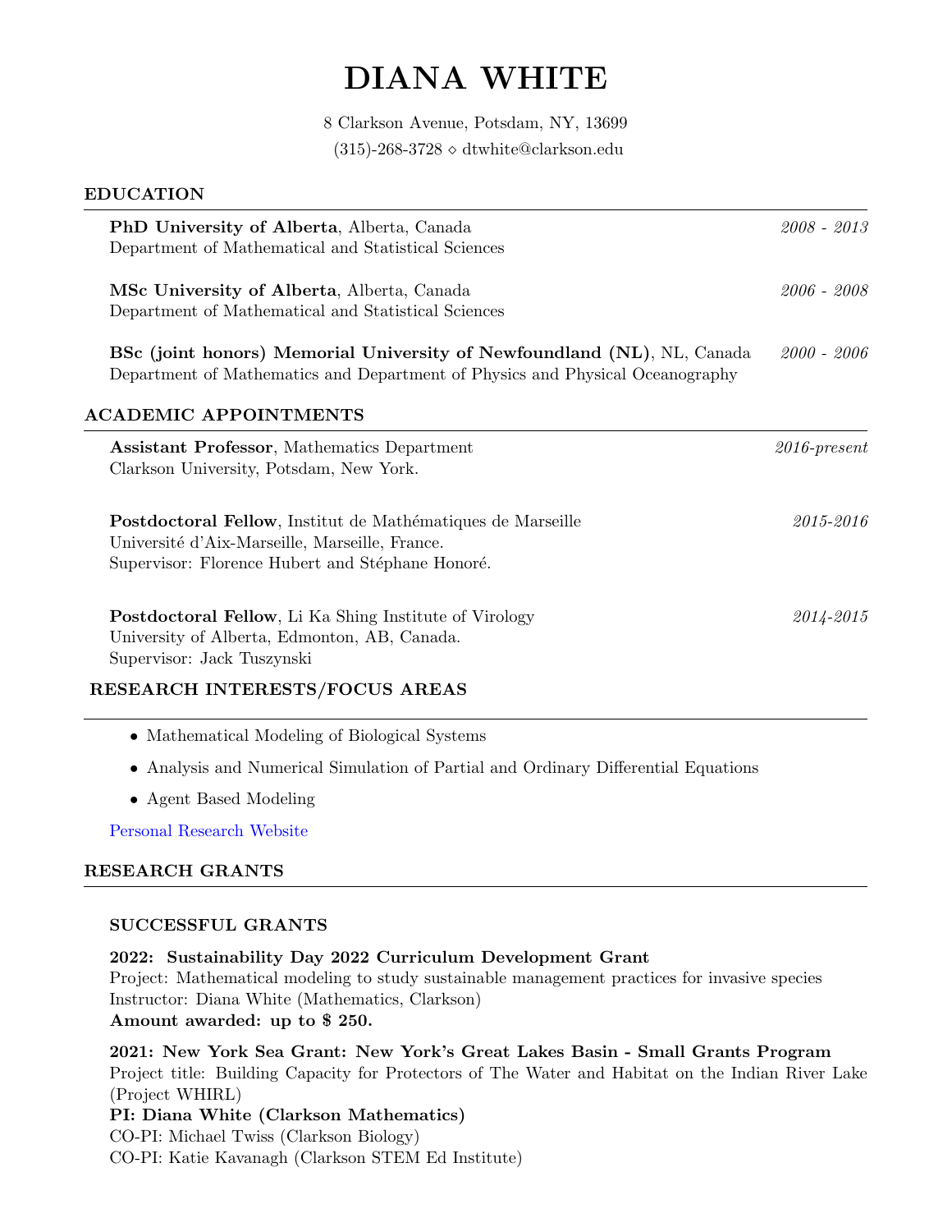# DIANA WHITE

8 Clarkson Avenue, Potsdam, NY, 13699
(315)-268-3728 ⋄ dtwhite@clarkson.edu

## EDUCATION

**PhD University of Alberta**, Alberta, Canada — *2008 - 2013*
Department of Mathematical and Statistical Sciences

**MSc University of Alberta**, Alberta, Canada — *2006 - 2008*
Department of Mathematical and Statistical Sciences

**BSc (joint honors) Memorial University of Newfoundland (NL)**, NL, Canada — *2000 - 2006*
Department of Mathematics and Department of Physics and Physical Oceanography

## ACADEMIC APPOINTMENTS

**Assistant Professor**, Mathematics Department — *2016-present*
Clarkson University, Potsdam, New York.

**Postdoctoral Fellow**, Institut de Mathématiques de Marseille — *2015-2016*
Université d'Aix-Marseille, Marseille, France.
Supervisor: Florence Hubert and Stéphane Honoré.

**Postdoctoral Fellow**, Li Ka Shing Institute of Virology — *2014-2015*
University of Alberta, Edmonton, AB, Canada.
Supervisor: Jack Tuszynski

## RESEARCH INTERESTS/FOCUS AREAS

- Mathematical Modeling of Biological Systems
- Analysis and Numerical Simulation of Partial and Ordinary Differential Equations
- Agent Based Modeling

Personal Research Website

## RESEARCH GRANTS

### SUCCESSFUL GRANTS

**2022: Sustainability Day 2022 Curriculum Development Grant**
Project: Mathematical modeling to study sustainable management practices for invasive species
Instructor: Diana White (Mathematics, Clarkson)
**Amount awarded: up to $ 250.**

**2021: New York Sea Grant: New York's Great Lakes Basin - Small Grants Program**
Project title: Building Capacity for Protectors of The Water and Habitat on the Indian River Lake (Project WHIRL)
**PI: Diana White (Clarkson Mathematics)**
CO-PI: Michael Twiss (Clarkson Biology)
CO-PI: Katie Kavanagh (Clarkson STEM Ed Institute)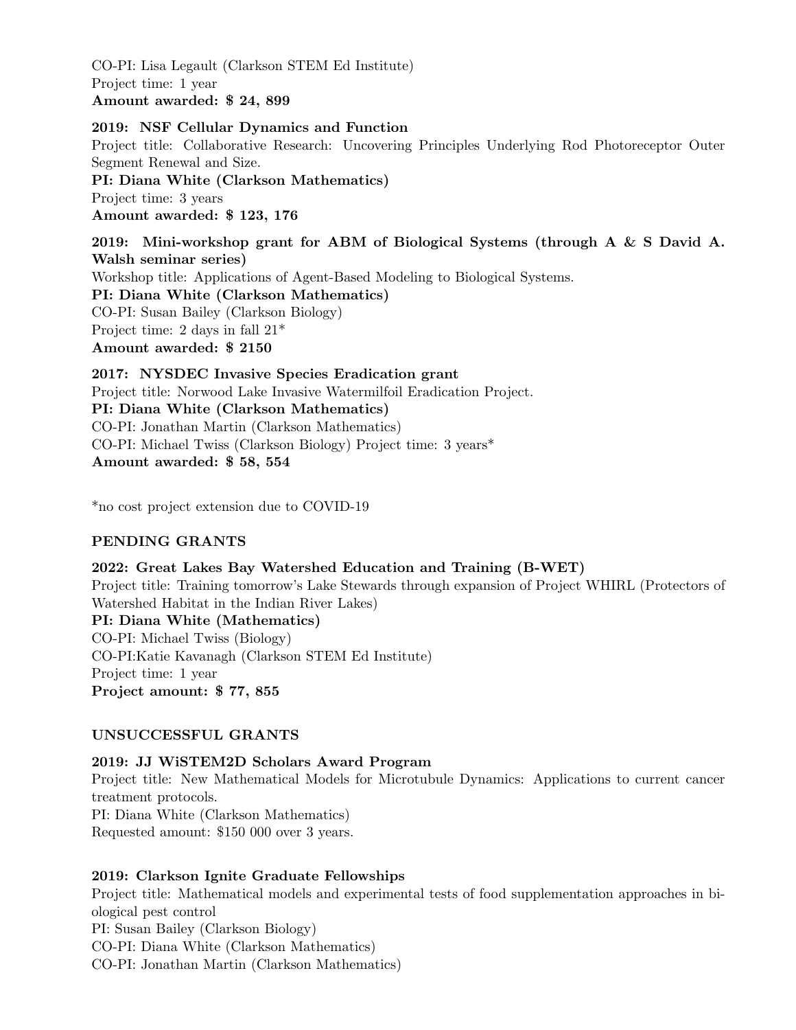CO-PI: Lisa Legault (Clarkson STEM Ed Institute)
Project time: 1 year
**Amount awarded: $ 24, 899**

**2019: NSF Cellular Dynamics and Function**
Project title: Collaborative Research: Uncovering Principles Underlying Rod Photoreceptor Outer Segment Renewal and Size.
**PI: Diana White (Clarkson Mathematics)**
Project time: 3 years
**Amount awarded: $ 123, 176**

**2019: Mini-workshop grant for ABM of Biological Systems (through A & S David A. Walsh seminar series)**
Workshop title: Applications of Agent-Based Modeling to Biological Systems.
**PI: Diana White (Clarkson Mathematics)**
CO-PI: Susan Bailey (Clarkson Biology)
Project time: 2 days in fall 21*
**Amount awarded: $ 2150**

**2017: NYSDEC Invasive Species Eradication grant**
Project title: Norwood Lake Invasive Watermilfoil Eradication Project.
**PI: Diana White (Clarkson Mathematics)**
CO-PI: Jonathan Martin (Clarkson Mathematics)
CO-PI: Michael Twiss (Clarkson Biology) Project time: 3 years*
**Amount awarded: $ 58, 554**

*no cost project extension due to COVID-19

**PENDING GRANTS**

**2022: Great Lakes Bay Watershed Education and Training (B-WET)**
Project title: Training tomorrow's Lake Stewards through expansion of Project WHIRL (Protectors of Watershed Habitat in the Indian River Lakes)
**PI: Diana White (Mathematics)**
CO-PI: Michael Twiss (Biology)
CO-PI:Katie Kavanagh (Clarkson STEM Ed Institute)
Project time: 1 year
**Project amount: $ 77, 855**

**UNSUCCESSFUL GRANTS**

**2019: JJ WiSTEM2D Scholars Award Program**
Project title: New Mathematical Models for Microtubule Dynamics: Applications to current cancer treatment protocols.
PI: Diana White (Clarkson Mathematics)
Requested amount: $150 000 over 3 years.

**2019: Clarkson Ignite Graduate Fellowships**
Project title: Mathematical models and experimental tests of food supplementation approaches in biological pest control
PI: Susan Bailey (Clarkson Biology)
CO-PI: Diana White (Clarkson Mathematics)
CO-PI: Jonathan Martin (Clarkson Mathematics)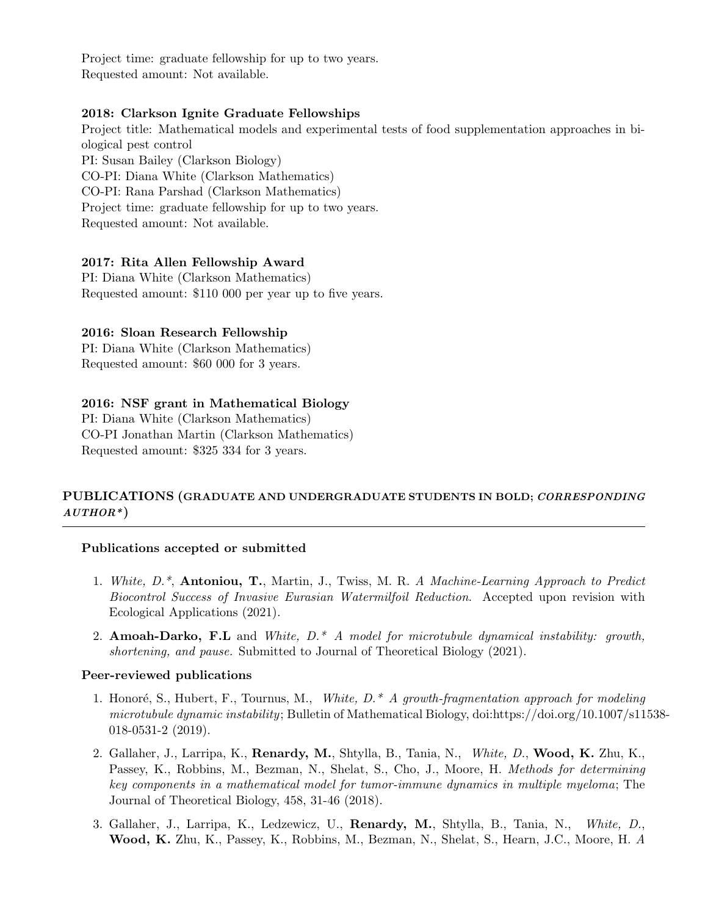Project time: graduate fellowship for up to two years.
Requested amount: Not available.

**2018: Clarkson Ignite Graduate Fellowships**
Project title: Mathematical models and experimental tests of food supplementation approaches in biological pest control
PI: Susan Bailey (Clarkson Biology)
CO-PI: Diana White (Clarkson Mathematics)
CO-PI: Rana Parshad (Clarkson Mathematics)
Project time: graduate fellowship for up to two years.
Requested amount: Not available.

**2017: Rita Allen Fellowship Award**
PI: Diana White (Clarkson Mathematics)
Requested amount: $110 000 per year up to five years.

**2016: Sloan Research Fellowship**
PI: Diana White (Clarkson Mathematics)
Requested amount: $60 000 for 3 years.

**2016: NSF grant in Mathematical Biology**
PI: Diana White (Clarkson Mathematics)
CO-PI Jonathan Martin (Clarkson Mathematics)
Requested amount: $325 334 for 3 years.

## PUBLICATIONS (graduate and undergraduate students in bold; *corresponding author**)

### Publications accepted or submitted

1. *White, D.**, **Antoniou, T.**, Martin, J., Twiss, M. R. *A Machine-Learning Approach to Predict Biocontrol Success of Invasive Eurasian Watermilfoil Reduction.* Accepted upon revision with Ecological Applications (2021).
2. **Amoah-Darko, F.L** and *White, D.** *A model for microtubule dynamical instability: growth, shortening, and pause.* Submitted to Journal of Theoretical Biology (2021).

### Peer-reviewed publications

1. Honoré, S., Hubert, F., Tournus, M., *White, D.** *A growth-fragmentation approach for modeling microtubule dynamic instability*; Bulletin of Mathematical Biology, doi:https://doi.org/10.1007/s11538-018-0531-2 (2019).
2. Gallaher, J., Larripa, K., **Renardy, M.**, Shtylla, B., Tania, N., *White, D.*, **Wood, K.** Zhu, K., Passey, K., Robbins, M., Bezman, N., Shelat, S., Cho, J., Moore, H. *Methods for determining key components in a mathematical model for tumor-immune dynamics in multiple myeloma*; The Journal of Theoretical Biology, 458, 31-46 (2018).
3. Gallaher, J., Larripa, K., Ledzewicz, U., **Renardy, M.**, Shtylla, B., Tania, N., *White, D.*, **Wood, K.** Zhu, K., Passey, K., Robbins, M., Bezman, N., Shelat, S., Hearn, J.C., Moore, H. *A*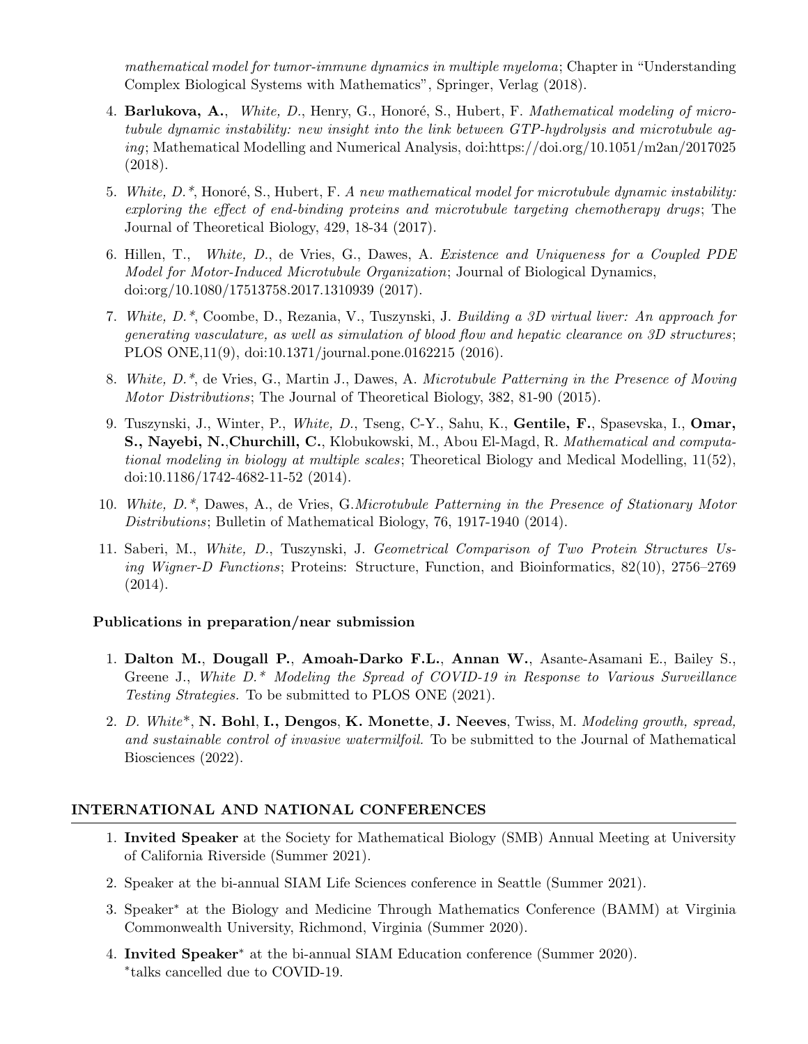*mathematical model for tumor-immune dynamics in multiple myeloma*; Chapter in "Understanding Complex Biological Systems with Mathematics", Springer, Verlag (2018).

4. **Barlukova, A.**, *White, D.*, Henry, G., Honoré, S., Hubert, F. *Mathematical modeling of microtubule dynamic instability: new insight into the link between GTP-hydrolysis and microtubule aging*; Mathematical Modelling and Numerical Analysis, doi:https://doi.org/10.1051/m2an/2017025 (2018).

5. *White, D.\**, Honoré, S., Hubert, F. *A new mathematical model for microtubule dynamic instability: exploring the effect of end-binding proteins and microtubule targeting chemotherapy drugs*; The Journal of Theoretical Biology, 429, 18-34 (2017).

6. Hillen, T., *White, D.*, de Vries, G., Dawes, A. *Existence and Uniqueness for a Coupled PDE Model for Motor-Induced Microtubule Organization*; Journal of Biological Dynamics, doi:org/10.1080/17513758.2017.1310939 (2017).

7. *White, D.\**, Coombe, D., Rezania, V., Tuszynski, J. *Building a 3D virtual liver: An approach for generating vasculature, as well as simulation of blood flow and hepatic clearance on 3D structures*; PLOS ONE,11(9), doi:10.1371/journal.pone.0162215 (2016).

8. *White, D.\**, de Vries, G., Martin J., Dawes, A. *Microtubule Patterning in the Presence of Moving Motor Distributions*; The Journal of Theoretical Biology, 382, 81-90 (2015).

9. Tuszynski, J., Winter, P., *White, D.*, Tseng, C-Y., Sahu, K., **Gentile, F.**, Spasevska, I., **Omar, S., Nayebi, N.**,**Churchill, C.**, Klobukowski, M., Abou El-Magd, R. *Mathematical and computational modeling in biology at multiple scales*; Theoretical Biology and Medical Modelling, 11(52), doi:10.1186/1742-4682-11-52 (2014).

10. *White, D.\**, Dawes, A., de Vries, G.*Microtubule Patterning in the Presence of Stationary Motor Distributions*; Bulletin of Mathematical Biology, 76, 1917-1940 (2014).

11. Saberi, M., *White, D.*, Tuszynski, J. *Geometrical Comparison of Two Protein Structures Using Wigner-D Functions*; Proteins: Structure, Function, and Bioinformatics, 82(10), 2756–2769 (2014).

### Publications in preparation/near submission

1. **Dalton M.**, **Dougall P.**, **Amoah-Darko F.L.**, **Annan W.**, Asante-Asamani E., Bailey S., Greene J., *White D.\* Modeling the Spread of COVID-19 in Response to Various Surveillance Testing Strategies.* To be submitted to PLOS ONE (2021).

2. *D. White*\*, **N. Bohl**, **I., Dengos**, **K. Monette**, **J. Neeves**, Twiss, M. *Modeling growth, spread, and sustainable control of invasive watermilfoil.* To be submitted to the Journal of Mathematical Biosciences (2022).

## INTERNATIONAL AND NATIONAL CONFERENCES

1. **Invited Speaker** at the Society for Mathematical Biology (SMB) Annual Meeting at University of California Riverside (Summer 2021).

2. Speaker at the bi-annual SIAM Life Sciences conference in Seattle (Summer 2021).

3. Speaker\* at the Biology and Medicine Through Mathematics Conference (BAMM) at Virginia Commonwealth University, Richmond, Virginia (Summer 2020).

4. **Invited Speaker**\* at the bi-annual SIAM Education conference (Summer 2020).
\*talks cancelled due to COVID-19.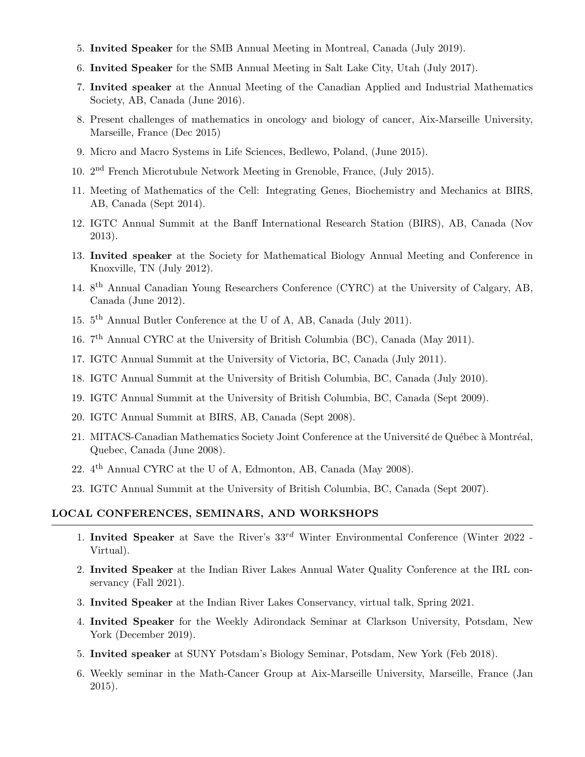5. **Invited Speaker** for the SMB Annual Meeting in Montreal, Canada (July 2019).
6. **Invited Speaker** for the SMB Annual Meeting in Salt Lake City, Utah (July 2017).
7. **Invited speaker** at the Annual Meeting of the Canadian Applied and Industrial Mathematics Society, AB, Canada (June 2016).
8. Present challenges of mathematics in oncology and biology of cancer, Aix-Marseille University, Marseille, France (Dec 2015)
9. Micro and Macro Systems in Life Sciences, Bedlewo, Poland, (June 2015).
10. 2$^{\text{nd}}$ French Microtubule Network Meeting in Grenoble, France, (July 2015).
11. Meeting of Mathematics of the Cell: Integrating Genes, Biochemistry and Mechanics at BIRS, AB, Canada (Sept 2014).
12. IGTC Annual Summit at the Banff International Research Station (BIRS), AB, Canada (Nov 2013).
13. **Invited speaker** at the Society for Mathematical Biology Annual Meeting and Conference in Knoxville, TN (July 2012).
14. 8$^{\text{th}}$ Annual Canadian Young Researchers Conference (CYRC) at the University of Calgary, AB, Canada (June 2012).
15. 5$^{\text{th}}$ Annual Butler Conference at the U of A, AB, Canada (July 2011).
16. 7$^{\text{th}}$ Annual CYRC at the University of British Columbia (BC), Canada (May 2011).
17. IGTC Annual Summit at the University of Victoria, BC, Canada (July 2011).
18. IGTC Annual Summit at the University of British Columbia, BC, Canada (July 2010).
19. IGTC Annual Summit at the University of British Columbia, BC, Canada (Sept 2009).
20. IGTC Annual Summit at BIRS, AB, Canada (Sept 2008).
21. MITACS-Canadian Mathematics Society Joint Conference at the Université de Québec à Montréal, Quebec, Canada (June 2008).
22. 4$^{\text{th}}$ Annual CYRC at the U of A, Edmonton, AB, Canada (May 2008).
23. IGTC Annual Summit at the University of British Columbia, BC, Canada (Sept 2007).

## LOCAL CONFERENCES, SEMINARS, AND WORKSHOPS

1. **Invited Speaker** at Save the River's 33$^{rd}$ Winter Environmental Conference (Winter 2022 - Virtual).
2. **Invited Speaker** at the Indian River Lakes Annual Water Quality Conference at the IRL conservancy (Fall 2021).
3. **Invited Speaker** at the Indian River Lakes Conservancy, virtual talk, Spring 2021.
4. **Invited Speaker** for the Weekly Adirondack Seminar at Clarkson University, Potsdam, New York (December 2019).
5. **Invited speaker** at SUNY Potsdam's Biology Seminar, Potsdam, New York (Feb 2018).
6. Weekly seminar in the Math-Cancer Group at Aix-Marseille University, Marseille, France (Jan 2015).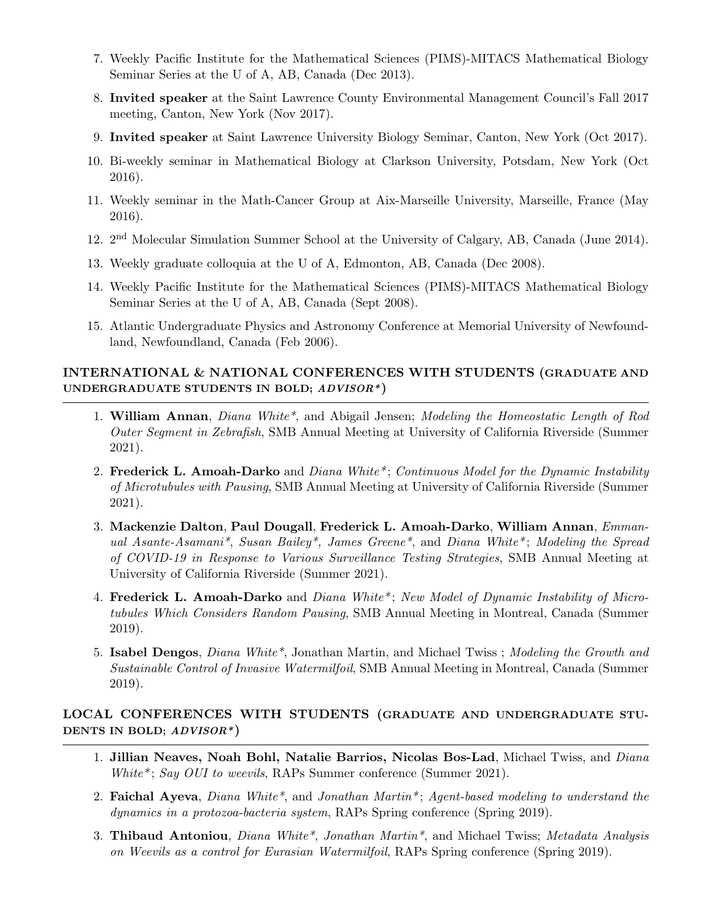7. Weekly Pacific Institute for the Mathematical Sciences (PIMS)-MITACS Mathematical Biology Seminar Series at the U of A, AB, Canada (Dec 2013).

8. **Invited speaker** at the Saint Lawrence County Environmental Management Council's Fall 2017 meeting, Canton, New York (Nov 2017).

9. **Invited speaker** at Saint Lawrence University Biology Seminar, Canton, New York (Oct 2017).

10. Bi-weekly seminar in Mathematical Biology at Clarkson University, Potsdam, New York (Oct 2016).

11. Weekly seminar in the Math-Cancer Group at Aix-Marseille University, Marseille, France (May 2016).

12. 2nd Molecular Simulation Summer School at the University of Calgary, AB, Canada (June 2014).

13. Weekly graduate colloquia at the U of A, Edmonton, AB, Canada (Dec 2008).

14. Weekly Pacific Institute for the Mathematical Sciences (PIMS)-MITACS Mathematical Biology Seminar Series at the U of A, AB, Canada (Sept 2008).

15. Atlantic Undergraduate Physics and Astronomy Conference at Memorial University of Newfoundland, Newfoundland, Canada (Feb 2006).

## INTERNATIONAL & NATIONAL CONFERENCES WITH STUDENTS (GRADUATE AND UNDERGRADUATE STUDENTS IN BOLD; *ADVISOR**)

1. **William Annan**, *Diana White**, and Abigail Jensen; *Modeling the Homeostatic Length of Rod Outer Segment in Zebrafish*, SMB Annual Meeting at University of California Riverside (Summer 2021).

2. **Frederick L. Amoah-Darko** and *Diana White**; *Continuous Model for the Dynamic Instability of Microtubules with Pausing*, SMB Annual Meeting at University of California Riverside (Summer 2021).

3. **Mackenzie Dalton**, **Paul Dougall**, **Frederick L. Amoah-Darko**, **William Annan**, *Emmanual Asante-Asamani**, *Susan Bailey**, *James Greene**, and *Diana White**; *Modeling the Spread of COVID-19 in Response to Various Surveillance Testing Strategies*, SMB Annual Meeting at University of California Riverside (Summer 2021).

4. **Frederick L. Amoah-Darko** and *Diana White**; *New Model of Dynamic Instability of Microtubules Which Considers Random Pausing*, SMB Annual Meeting in Montreal, Canada (Summer 2019).

5. **Isabel Dengos**, *Diana White**, Jonathan Martin, and Michael Twiss ; *Modeling the Growth and Sustainable Control of Invasive Watermilfoil*, SMB Annual Meeting in Montreal, Canada (Summer 2019).

## LOCAL CONFERENCES WITH STUDENTS (GRADUATE AND UNDERGRADUATE STUDENTS IN BOLD; *ADVISOR**)

1. **Jillian Neaves, Noah Bohl, Natalie Barrios, Nicolas Bos-Lad**, Michael Twiss, and *Diana White**; *Say OUI to weevils*, RAPs Summer conference (Summer 2021).

2. **Faichal Ayeva**, *Diana White**, and *Jonathan Martin**; *Agent-based modeling to understand the dynamics in a protozoa-bacteria system*, RAPs Spring conference (Spring 2019).

3. **Thibaud Antoniou**, *Diana White**, *Jonathan Martin**, and Michael Twiss; *Metadata Analysis on Weevils as a control for Eurasian Watermilfoil*, RAPs Spring conference (Spring 2019).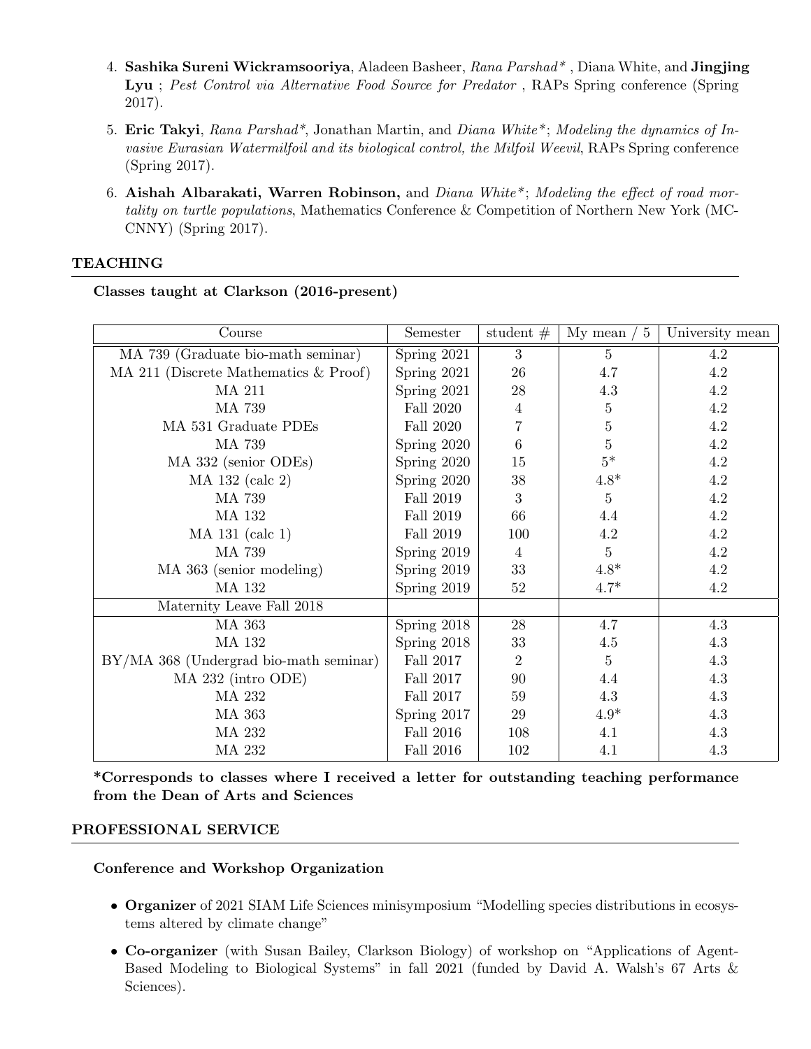4. **Sashika Sureni Wickramsooriya**, Aladeen Basheer, *Rana Parshad\** , Diana White, and **Jingjing Lyu** ; *Pest Control via Alternative Food Source for Predator* , RAPs Spring conference (Spring 2017).

5. **Eric Takyi**, *Rana Parshad\**, Jonathan Martin, and *Diana White\**; *Modeling the dynamics of Invasive Eurasian Watermilfoil and its biological control, the Milfoil Weevil*, RAPs Spring conference (Spring 2017).

6. **Aishah Albarakati, Warren Robinson,** and *Diana White\**; *Modeling the effect of road mortality on turtle populations*, Mathematics Conference & Competition of Northern New York (MCCNNY) (Spring 2017).

## TEACHING

**Classes taught at Clarkson (2016-present)**

| Course | Semester | student # | My mean / 5 | University mean |
|---|---|---|---|---|
| MA 739 (Graduate bio-math seminar) | Spring 2021 | 3 | 5 | 4.2 |
| MA 211 (Discrete Mathematics & Proof) | Spring 2021 | 26 | 4.7 | 4.2 |
| MA 211 | Spring 2021 | 28 | 4.3 | 4.2 |
| MA 739 | Fall 2020 | 4 | 5 | 4.2 |
| MA 531 Graduate PDEs | Fall 2020 | 7 | 5 | 4.2 |
| MA 739 | Spring 2020 | 6 | 5 | 4.2 |
| MA 332 (senior ODEs) | Spring 2020 | 15 | 5* | 4.2 |
| MA 132 (calc 2) | Spring 2020 | 38 | 4.8* | 4.2 |
| MA 739 | Fall 2019 | 3 | 5 | 4.2 |
| MA 132 | Fall 2019 | 66 | 4.4 | 4.2 |
| MA 131 (calc 1) | Fall 2019 | 100 | 4.2 | 4.2 |
| MA 739 | Spring 2019 | 4 | 5 | 4.2 |
| MA 363 (senior modeling) | Spring 2019 | 33 | 4.8* | 4.2 |
| MA 132 | Spring 2019 | 52 | 4.7* | 4.2 |
| Maternity Leave Fall 2018 | | | | |
| MA 363 | Spring 2018 | 28 | 4.7 | 4.3 |
| MA 132 | Spring 2018 | 33 | 4.5 | 4.3 |
| BY/MA 368 (Undergrad bio-math seminar) | Fall 2017 | 2 | 5 | 4.3 |
| MA 232 (intro ODE) | Fall 2017 | 90 | 4.4 | 4.3 |
| MA 232 | Fall 2017 | 59 | 4.3 | 4.3 |
| MA 363 | Spring 2017 | 29 | 4.9* | 4.3 |
| MA 232 | Fall 2016 | 108 | 4.1 | 4.3 |
| MA 232 | Fall 2016 | 102 | 4.1 | 4.3 |

**\*Corresponds to classes where I received a letter for outstanding teaching performance from the Dean of Arts and Sciences**

## PROFESSIONAL SERVICE

**Conference and Workshop Organization**

- **Organizer** of 2021 SIAM Life Sciences minisymposium "Modelling species distributions in ecosystems altered by climate change"
- **Co-organizer** (with Susan Bailey, Clarkson Biology) of workshop on "Applications of Agent-Based Modeling to Biological Systems" in fall 2021 (funded by David A. Walsh's 67 Arts & Sciences).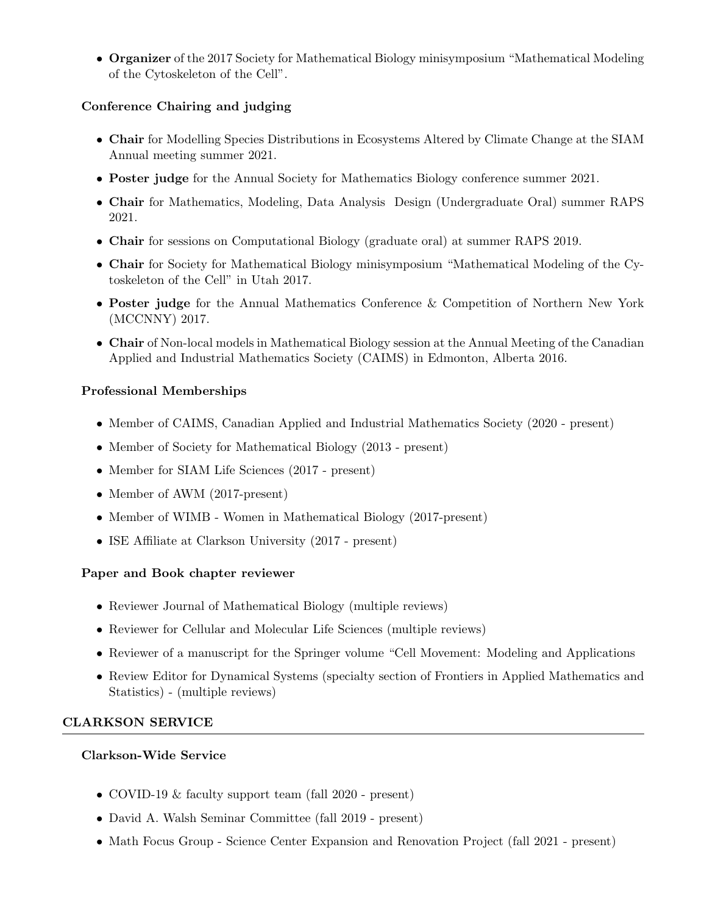- **Organizer** of the 2017 Society for Mathematical Biology minisymposium "Mathematical Modeling of the Cytoskeleton of the Cell".

### Conference Chairing and judging

- **Chair** for Modelling Species Distributions in Ecosystems Altered by Climate Change at the SIAM Annual meeting summer 2021.
- **Poster judge** for the Annual Society for Mathematics Biology conference summer 2021.
- **Chair** for Mathematics, Modeling, Data Analysis  Design (Undergraduate Oral) summer RAPS 2021.
- **Chair** for sessions on Computational Biology (graduate oral) at summer RAPS 2019.
- **Chair** for Society for Mathematical Biology minisymposium "Mathematical Modeling of the Cytoskeleton of the Cell" in Utah 2017.
- **Poster judge** for the Annual Mathematics Conference & Competition of Northern New York (MCCNNY) 2017.
- **Chair** of Non-local models in Mathematical Biology session at the Annual Meeting of the Canadian Applied and Industrial Mathematics Society (CAIMS) in Edmonton, Alberta 2016.

### Professional Memberships

- Member of CAIMS, Canadian Applied and Industrial Mathematics Society (2020 - present)
- Member of Society for Mathematical Biology (2013 - present)
- Member for SIAM Life Sciences (2017 - present)
- Member of AWM (2017-present)
- Member of WIMB - Women in Mathematical Biology (2017-present)
- ISE Affiliate at Clarkson University (2017 - present)

### Paper and Book chapter reviewer

- Reviewer Journal of Mathematical Biology (multiple reviews)
- Reviewer for Cellular and Molecular Life Sciences (multiple reviews)
- Reviewer of a manuscript for the Springer volume "Cell Movement: Modeling and Applications
- Review Editor for Dynamical Systems (specialty section of Frontiers in Applied Mathematics and Statistics) - (multiple reviews)

## CLARKSON SERVICE

### Clarkson-Wide Service

- COVID-19 & faculty support team (fall 2020 - present)
- David A. Walsh Seminar Committee (fall 2019 - present)
- Math Focus Group - Science Center Expansion and Renovation Project (fall 2021 - present)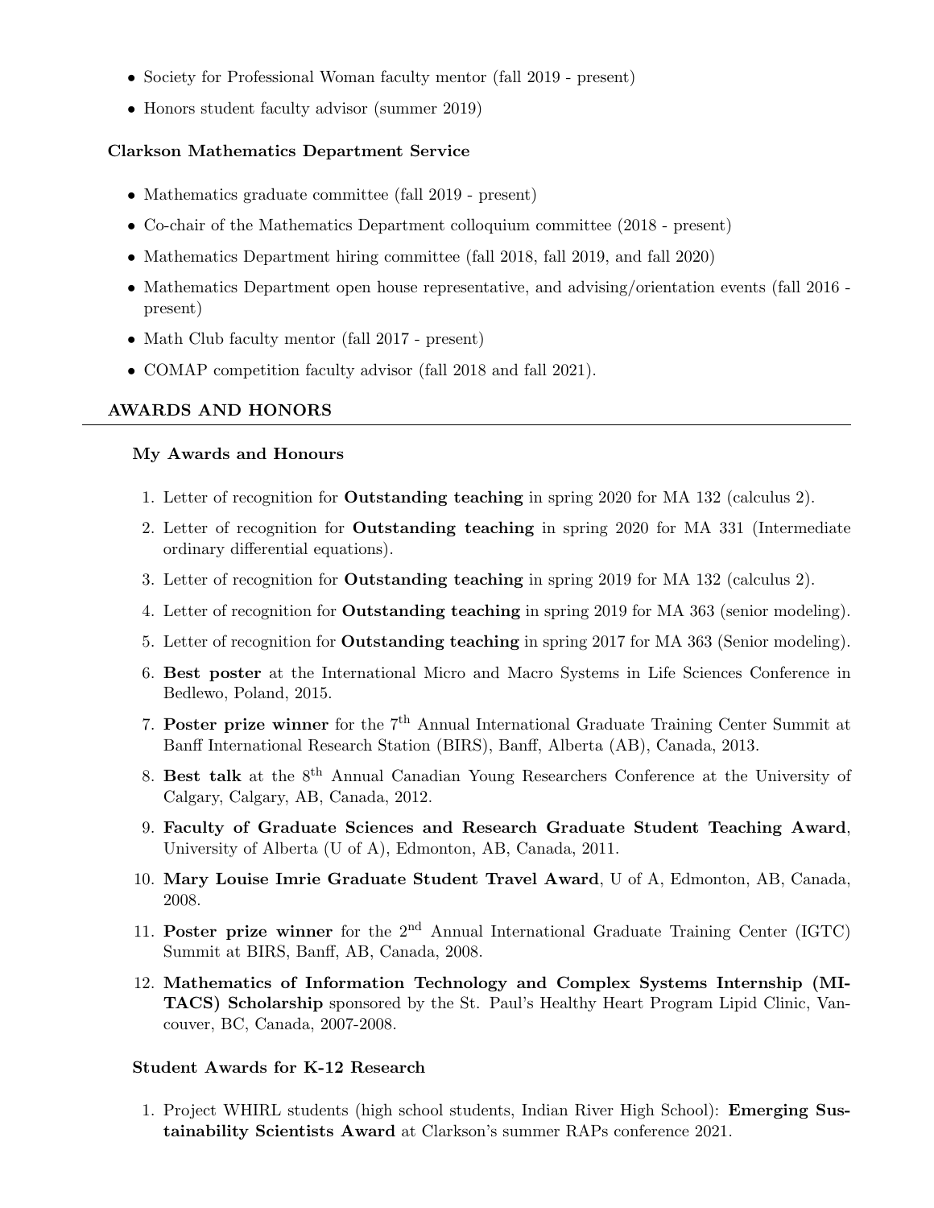- Society for Professional Woman faculty mentor (fall 2019 - present)
- Honors student faculty advisor (summer 2019)

**Clarkson Mathematics Department Service**

- Mathematics graduate committee (fall 2019 - present)
- Co-chair of the Mathematics Department colloquium committee (2018 - present)
- Mathematics Department hiring committee (fall 2018, fall 2019, and fall 2020)
- Mathematics Department open house representative, and advising/orientation events (fall 2016 - present)
- Math Club faculty mentor (fall 2017 - present)
- COMAP competition faculty advisor (fall 2018 and fall 2021).

## AWARDS AND HONORS

### My Awards and Honours

1. Letter of recognition for **Outstanding teaching** in spring 2020 for MA 132 (calculus 2).
2. Letter of recognition for **Outstanding teaching** in spring 2020 for MA 331 (Intermediate ordinary differential equations).
3. Letter of recognition for **Outstanding teaching** in spring 2019 for MA 132 (calculus 2).
4. Letter of recognition for **Outstanding teaching** in spring 2019 for MA 363 (senior modeling).
5. Letter of recognition for **Outstanding teaching** in spring 2017 for MA 363 (Senior modeling).
6. **Best poster** at the International Micro and Macro Systems in Life Sciences Conference in Bedlewo, Poland, 2015.
7. **Poster prize winner** for the 7th Annual International Graduate Training Center Summit at Banff International Research Station (BIRS), Banff, Alberta (AB), Canada, 2013.
8. **Best talk** at the 8th Annual Canadian Young Researchers Conference at the University of Calgary, Calgary, AB, Canada, 2012.
9. **Faculty of Graduate Sciences and Research Graduate Student Teaching Award**, University of Alberta (U of A), Edmonton, AB, Canada, 2011.
10. **Mary Louise Imrie Graduate Student Travel Award**, U of A, Edmonton, AB, Canada, 2008.
11. **Poster prize winner** for the 2nd Annual International Graduate Training Center (IGTC) Summit at BIRS, Banff, AB, Canada, 2008.
12. **Mathematics of Information Technology and Complex Systems Internship (MITACS) Scholarship** sponsored by the St. Paul's Healthy Heart Program Lipid Clinic, Vancouver, BC, Canada, 2007-2008.

### Student Awards for K-12 Research

1. Project WHIRL students (high school students, Indian River High School): **Emerging Sustainability Scientists Award** at Clarkson's summer RAPs conference 2021.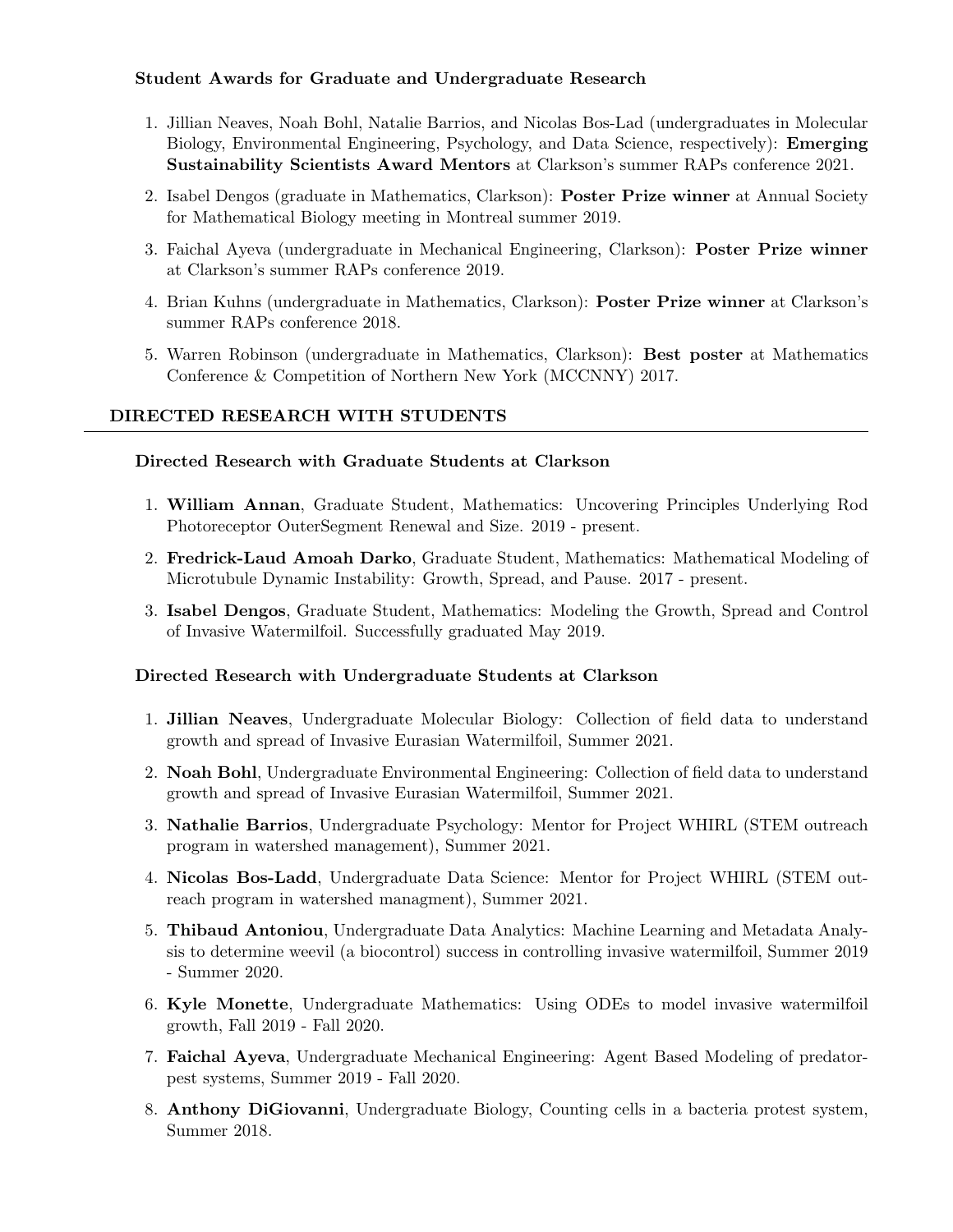### Student Awards for Graduate and Undergraduate Research

1. Jillian Neaves, Noah Bohl, Natalie Barrios, and Nicolas Bos-Lad (undergraduates in Molecular Biology, Environmental Engineering, Psychology, and Data Science, respectively): **Emerging Sustainability Scientists Award Mentors** at Clarkson's summer RAPs conference 2021.
2. Isabel Dengos (graduate in Mathematics, Clarkson): **Poster Prize winner** at Annual Society for Mathematical Biology meeting in Montreal summer 2019.
3. Faichal Ayeva (undergraduate in Mechanical Engineering, Clarkson): **Poster Prize winner** at Clarkson's summer RAPs conference 2019.
4. Brian Kuhns (undergraduate in Mathematics, Clarkson): **Poster Prize winner** at Clarkson's summer RAPs conference 2018.
5. Warren Robinson (undergraduate in Mathematics, Clarkson): **Best poster** at Mathematics Conference & Competition of Northern New York (MCCNNY) 2017.

## DIRECTED RESEARCH WITH STUDENTS

### Directed Research with Graduate Students at Clarkson

1. **William Annan**, Graduate Student, Mathematics: Uncovering Principles Underlying Rod Photoreceptor OuterSegment Renewal and Size. 2019 - present.
2. **Fredrick-Laud Amoah Darko**, Graduate Student, Mathematics: Mathematical Modeling of Microtubule Dynamic Instability: Growth, Spread, and Pause. 2017 - present.
3. **Isabel Dengos**, Graduate Student, Mathematics: Modeling the Growth, Spread and Control of Invasive Watermilfoil. Successfully graduated May 2019.

### Directed Research with Undergraduate Students at Clarkson

1. **Jillian Neaves**, Undergraduate Molecular Biology: Collection of field data to understand growth and spread of Invasive Eurasian Watermilfoil, Summer 2021.
2. **Noah Bohl**, Undergraduate Environmental Engineering: Collection of field data to understand growth and spread of Invasive Eurasian Watermilfoil, Summer 2021.
3. **Nathalie Barrios**, Undergraduate Psychology: Mentor for Project WHIRL (STEM outreach program in watershed management), Summer 2021.
4. **Nicolas Bos-Ladd**, Undergraduate Data Science: Mentor for Project WHIRL (STEM outreach program in watershed managment), Summer 2021.
5. **Thibaud Antoniou**, Undergraduate Data Analytics: Machine Learning and Metadata Analysis to determine weevil (a biocontrol) success in controlling invasive watermilfoil, Summer 2019 - Summer 2020.
6. **Kyle Monette**, Undergraduate Mathematics: Using ODEs to model invasive watermilfoil growth, Fall 2019 - Fall 2020.
7. **Faichal Ayeva**, Undergraduate Mechanical Engineering: Agent Based Modeling of predator-pest systems, Summer 2019 - Fall 2020.
8. **Anthony DiGiovanni**, Undergraduate Biology, Counting cells in a bacteria protest system, Summer 2018.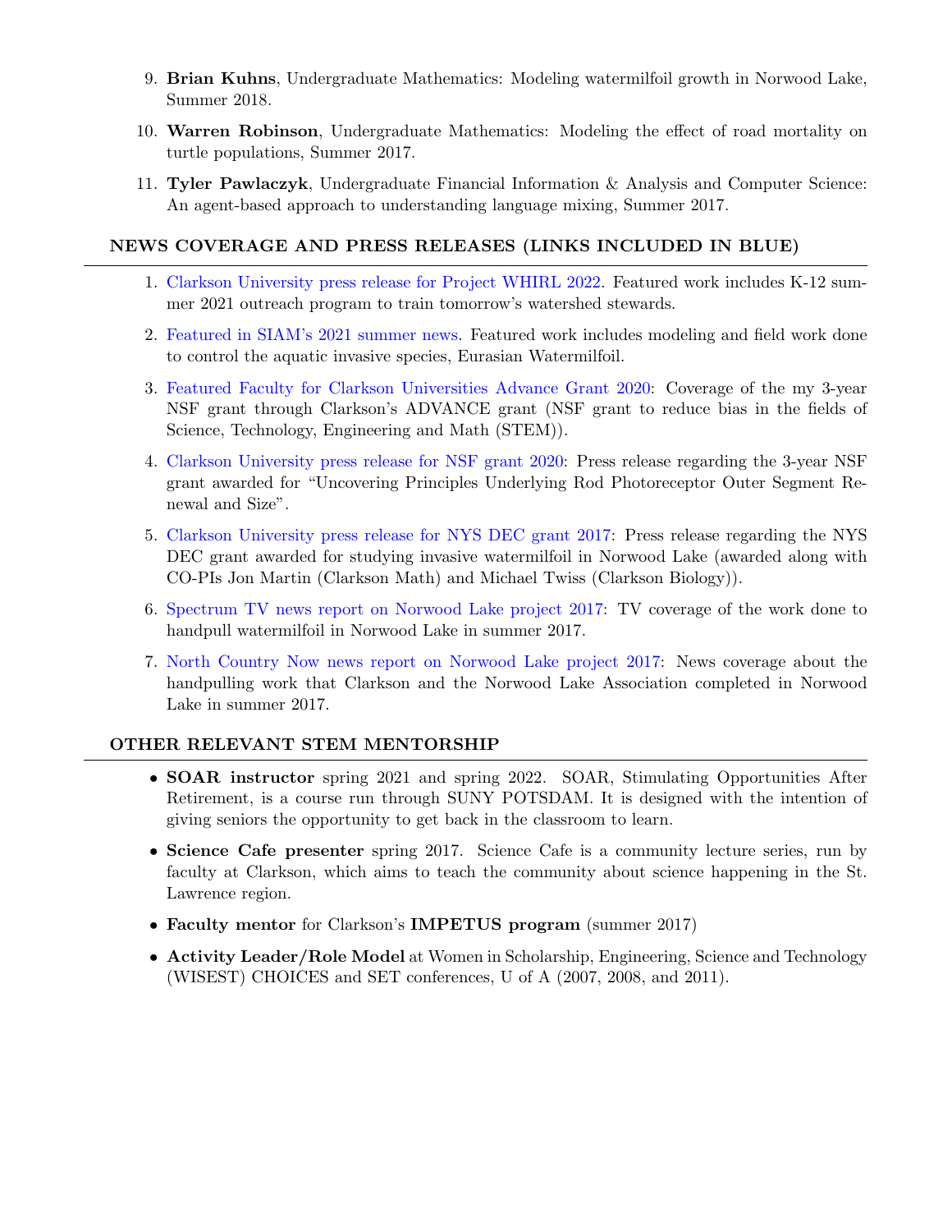9. **Brian Kuhns**, Undergraduate Mathematics: Modeling watermilfoil growth in Norwood Lake, Summer 2018.

10. **Warren Robinson**, Undergraduate Mathematics: Modeling the effect of road mortality on turtle populations, Summer 2017.

11. **Tyler Pawlaczyk**, Undergraduate Financial Information & Analysis and Computer Science: An agent-based approach to understanding language mixing, Summer 2017.

## NEWS COVERAGE AND PRESS RELEASES (LINKS INCLUDED IN BLUE)

1. Clarkson University press release for Project WHIRL 2022. Featured work includes K-12 summer 2021 outreach program to train tomorrow's watershed stewards.

2. Featured in SIAM's 2021 summer news. Featured work includes modeling and field work done to control the aquatic invasive species, Eurasian Watermilfoil.

3. Featured Faculty for Clarkson Universities Advance Grant 2020: Coverage of the my 3-year NSF grant through Clarkson's ADVANCE grant (NSF grant to reduce bias in the fields of Science, Technology, Engineering and Math (STEM)).

4. Clarkson University press release for NSF grant 2020: Press release regarding the 3-year NSF grant awarded for "Uncovering Principles Underlying Rod Photoreceptor Outer Segment Renewal and Size".

5. Clarkson University press release for NYS DEC grant 2017: Press release regarding the NYS DEC grant awarded for studying invasive watermilfoil in Norwood Lake (awarded along with CO-PIs Jon Martin (Clarkson Math) and Michael Twiss (Clarkson Biology)).

6. Spectrum TV news report on Norwood Lake project 2017: TV coverage of the work done to handpull watermilfoil in Norwood Lake in summer 2017.

7. North Country Now news report on Norwood Lake project 2017: News coverage about the handpulling work that Clarkson and the Norwood Lake Association completed in Norwood Lake in summer 2017.

## OTHER RELEVANT STEM MENTORSHIP

- **SOAR instructor** spring 2021 and spring 2022. SOAR, Stimulating Opportunities After Retirement, is a course run through SUNY POTSDAM. It is designed with the intention of giving seniors the opportunity to get back in the classroom to learn.
- **Science Cafe presenter** spring 2017. Science Cafe is a community lecture series, run by faculty at Clarkson, which aims to teach the community about science happening in the St. Lawrence region.
- **Faculty mentor** for Clarkson's **IMPETUS program** (summer 2017)
- **Activity Leader/Role Model** at Women in Scholarship, Engineering, Science and Technology (WISEST) CHOICES and SET conferences, U of A (2007, 2008, and 2011).